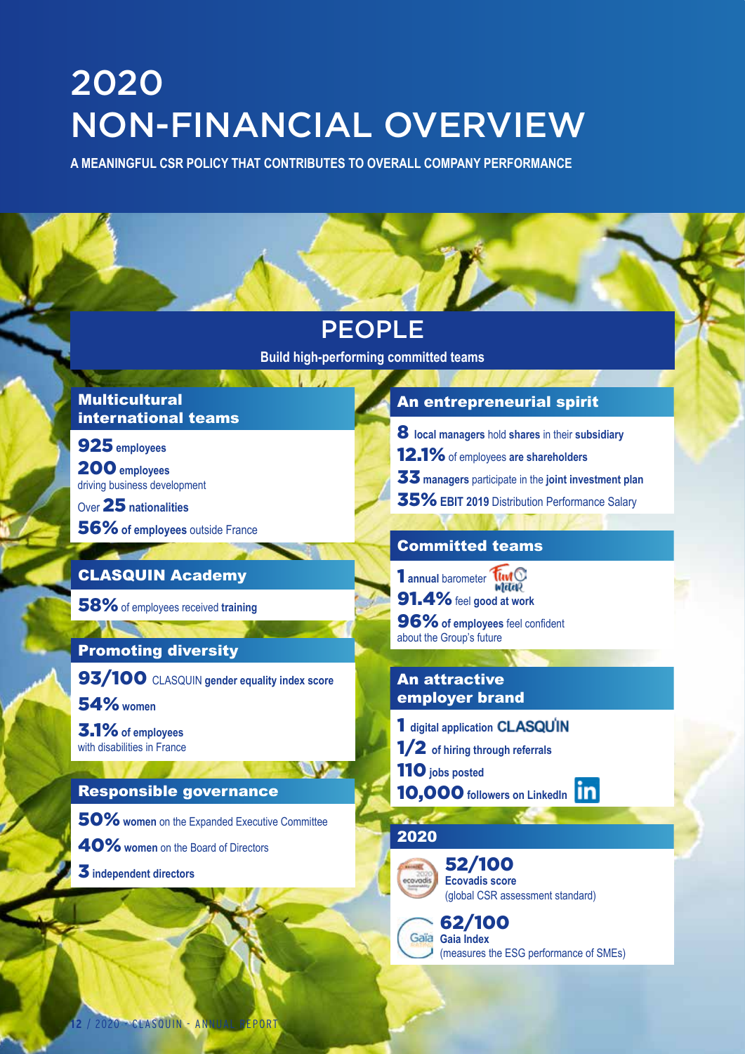# 2020 NON-FINANCIAL OVERVIEW

**A MEANINGFUL CSR POLICY THAT CONTRIBUTES TO OVERALL COMPANY PERFORMANCE**

## PEOPLE

**Build high-performing committed teams**

### Multicultural international teams

**925** employees

**200** employees driving business development

Over **25** nationalities

**56%** of employees outside France

### CLASQUIN Academy

**58%** of employees received **training**

### Promoting diversity

**93/100** CLASQUIN **gender equality index score**

**54%** women

**3.1%** of employees with disabilities in France

### Responsible governance

**50%** **women** on the Expanded Executive Committee

**40%** **women** on the Board of Directors

**3** independent directors

### An entrepreneurial spirit

**8** **local managers** hold **shares** in their **subsidiary**

**12.1%** of employees **are shareholders**

**33** **managers** participate in the **joint investment plan**

**35%** **EBIT 2019** Distribution Performance Salary

### Committed teams

**1** **annual** barometer

**91.4%** feel **good at work**

**96%** **of employees** feel confident about the Group's future

### An attractive employer brand

**1** **digital application** CLASQUIN

**1/2** **of hiring through referrals**

**110** **jobs posted**

**10,000** **followers on LinkedIn**

### 2020

**52/100**
**Ecovadis score**
(global CSR assessment standard)

**62/100**
**Gaia Index**
(measures the ESG performance of SMEs)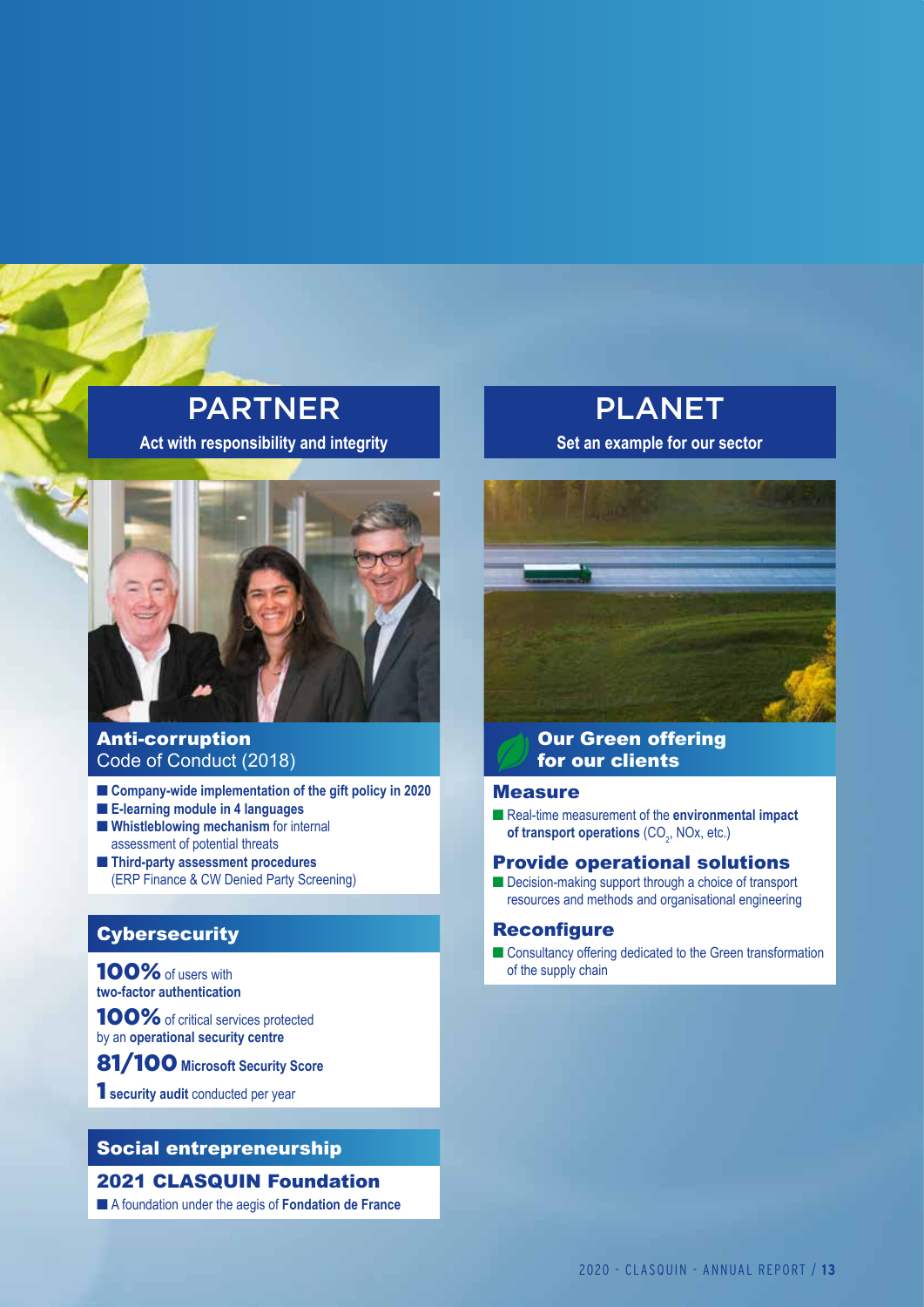# PARTNER

**Act with responsibility and integrity**

### Anti-corruption

Code of Conduct (2018)

- **Company-wide implementation of the gift policy in 2020**
- **E-learning module in 4 languages**
- **Whistleblowing mechanism** for internal assessment of potential threats
- **Third-party assessment procedures** (ERP Finance & CW Denied Party Screening)

### Cybersecurity

**100%** of users with **two-factor authentication**

**100%** of critical services protected by an **operational security centre**

**81/100 Microsoft Security Score**

**1 security audit** conducted per year

### Social entrepreneurship

**2021 CLASQUIN Foundation**

- A foundation under the aegis of **Fondation de France**

# PLANET

**Set an example for our sector**

### Our Green offering for our clients

**Measure**

- Real-time measurement of the **environmental impact of transport operations** ($CO_2$, NOx, etc.)

**Provide operational solutions**

- Decision-making support through a choice of transport resources and methods and organisational engineering

**Reconfigure**

- Consultancy offering dedicated to the Green transformation of the supply chain